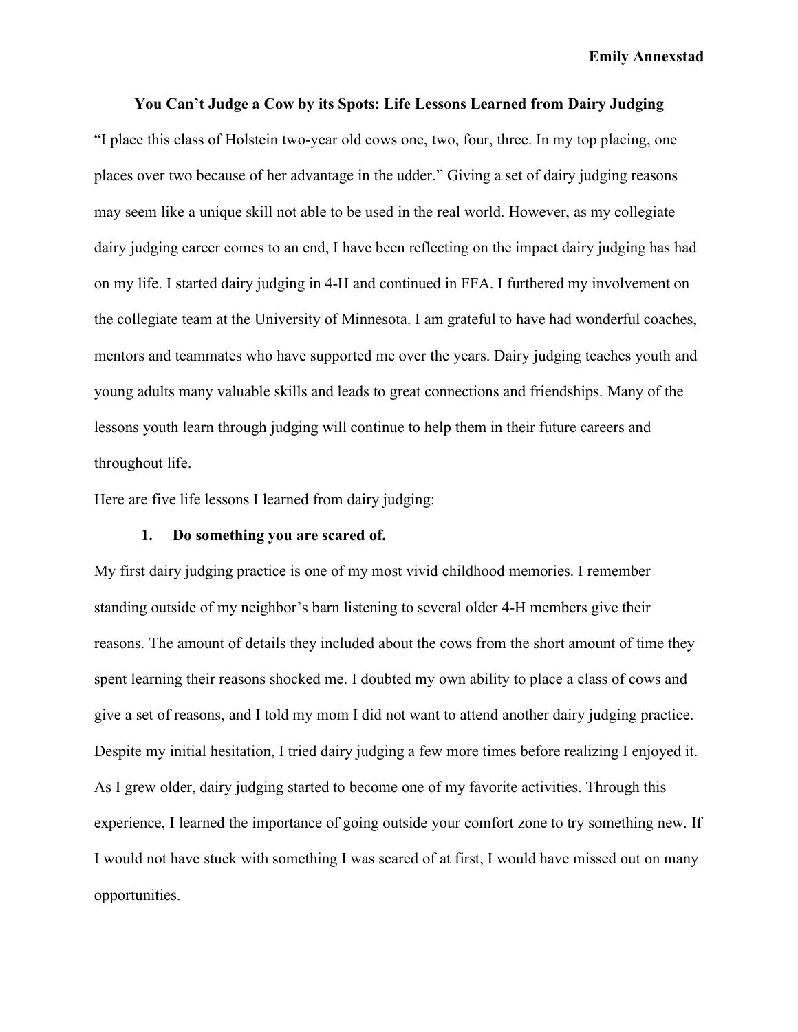**Emily Annexstad**

# You Can't Judge a Cow by its Spots: Life Lessons Learned from Dairy Judging

"I place this class of Holstein two-year old cows one, two, four, three. In my top placing, one places over two because of her advantage in the udder." Giving a set of dairy judging reasons may seem like a unique skill not able to be used in the real world. However, as my collegiate dairy judging career comes to an end, I have been reflecting on the impact dairy judging has had on my life. I started dairy judging in 4-H and continued in FFA. I furthered my involvement on the collegiate team at the University of Minnesota. I am grateful to have had wonderful coaches, mentors and teammates who have supported me over the years. Dairy judging teaches youth and young adults many valuable skills and leads to great connections and friendships. Many of the lessons youth learn through judging will continue to help them in their future careers and throughout life.

Here are five life lessons I learned from dairy judging:

## 1. Do something you are scared of.

My first dairy judging practice is one of my most vivid childhood memories. I remember standing outside of my neighbor's barn listening to several older 4-H members give their reasons. The amount of details they included about the cows from the short amount of time they spent learning their reasons shocked me. I doubted my own ability to place a class of cows and give a set of reasons, and I told my mom I did not want to attend another dairy judging practice. Despite my initial hesitation, I tried dairy judging a few more times before realizing I enjoyed it. As I grew older, dairy judging started to become one of my favorite activities. Through this experience, I learned the importance of going outside your comfort zone to try something new. If I would not have stuck with something I was scared of at first, I would have missed out on many opportunities.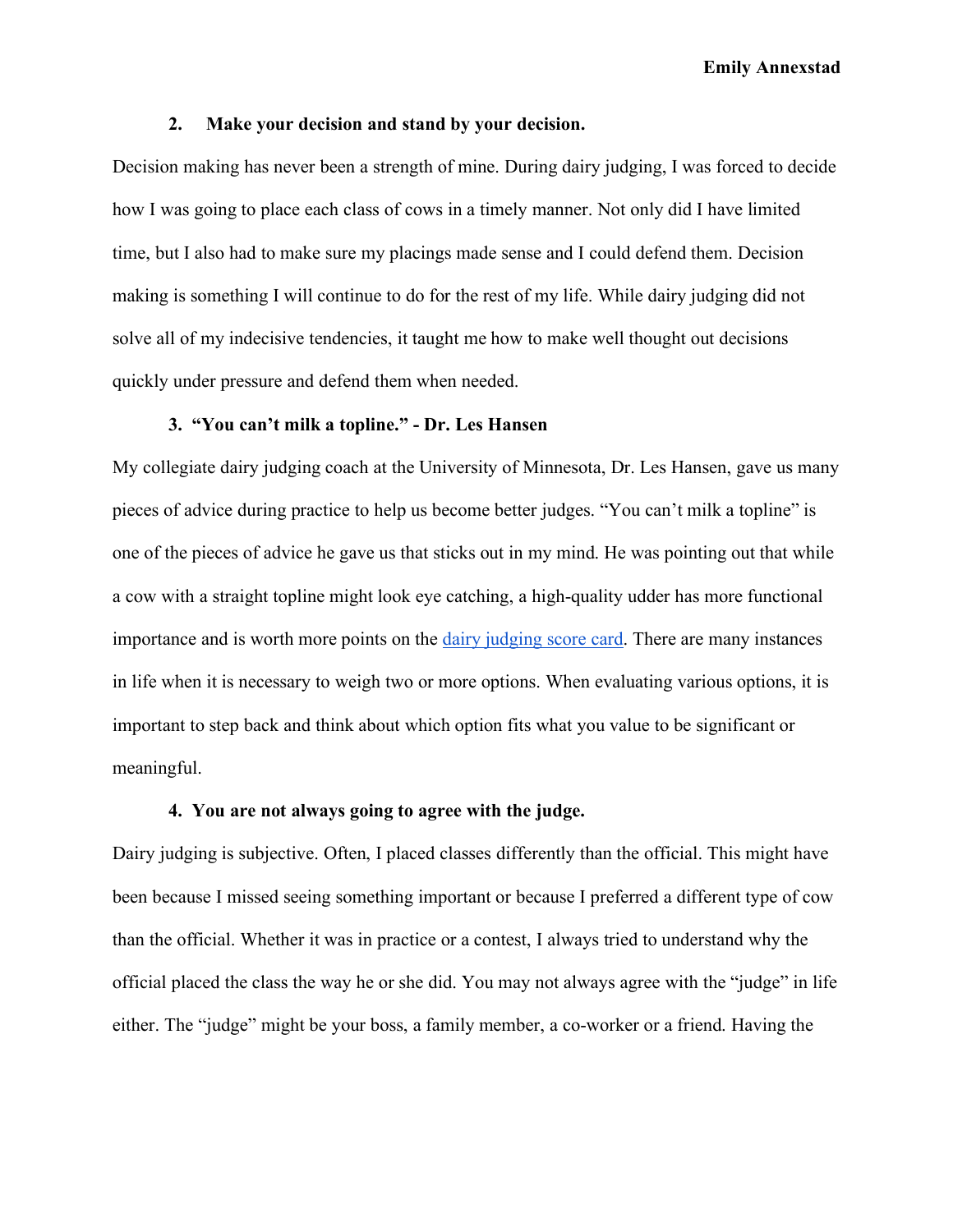**2. Make your decision and stand by your decision.**

Decision making has never been a strength of mine. During dairy judging, I was forced to decide how I was going to place each class of cows in a timely manner. Not only did I have limited time, but I also had to make sure my placings made sense and I could defend them. Decision making is something I will continue to do for the rest of my life. While dairy judging did not solve all of my indecisive tendencies, it taught me how to make well thought out decisions quickly under pressure and defend them when needed.

**3. "You can't milk a topline." - Dr. Les Hansen**

My collegiate dairy judging coach at the University of Minnesota, Dr. Les Hansen, gave us many pieces of advice during practice to help us become better judges. "You can't milk a topline" is one of the pieces of advice he gave us that sticks out in my mind. He was pointing out that while a cow with a straight topline might look eye catching, a high-quality udder has more functional importance and is worth more points on the dairy judging score card. There are many instances in life when it is necessary to weigh two or more options. When evaluating various options, it is important to step back and think about which option fits what you value to be significant or meaningful.

**4. You are not always going to agree with the judge.**

Dairy judging is subjective. Often, I placed classes differently than the official. This might have been because I missed seeing something important or because I preferred a different type of cow than the official. Whether it was in practice or a contest, I always tried to understand why the official placed the class the way he or she did. You may not always agree with the "judge" in life either. The "judge" might be your boss, a family member, a co-worker or a friend. Having the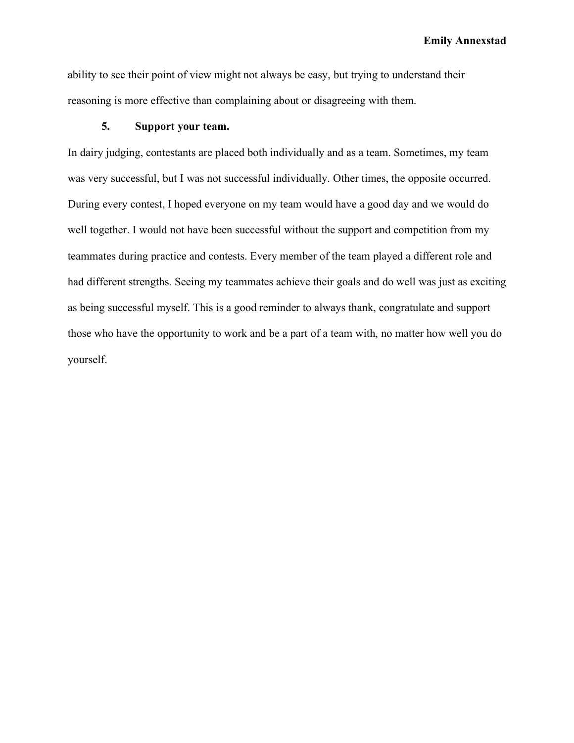ability to see their point of view might not always be easy, but trying to understand their reasoning is more effective than complaining about or disagreeing with them.

**5. Support your team.**

In dairy judging, contestants are placed both individually and as a team. Sometimes, my team was very successful, but I was not successful individually. Other times, the opposite occurred. During every contest, I hoped everyone on my team would have a good day and we would do well together. I would not have been successful without the support and competition from my teammates during practice and contests. Every member of the team played a different role and had different strengths. Seeing my teammates achieve their goals and do well was just as exciting as being successful myself. This is a good reminder to always thank, congratulate and support those who have the opportunity to work and be a part of a team with, no matter how well you do yourself.